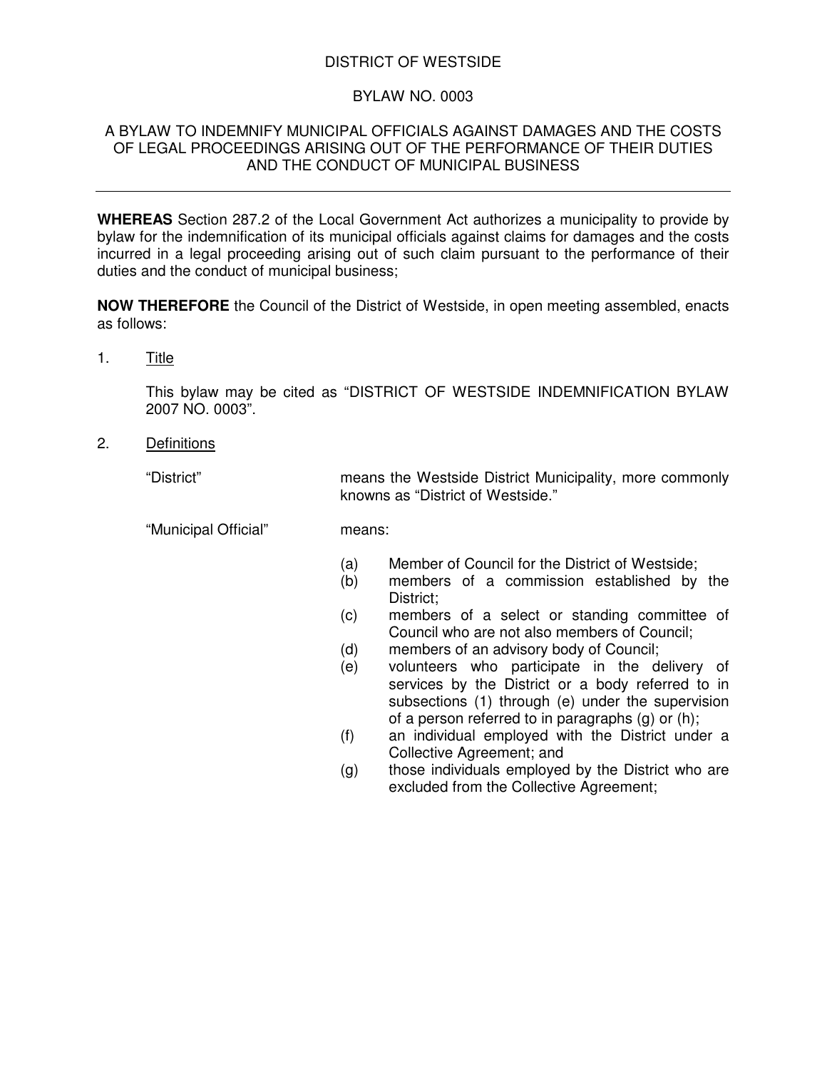DISTRICT OF WESTSIDE

BYLAW NO. 0003

A BYLAW TO INDEMNIFY MUNICIPAL OFFICIALS AGAINST DAMAGES AND THE COSTS OF LEGAL PROCEEDINGS ARISING OUT OF THE PERFORMANCE OF THEIR DUTIES AND THE CONDUCT OF MUNICIPAL BUSINESS

---

**WHEREAS** Section 287.2 of the Local Government Act authorizes a municipality to provide by bylaw for the indemnification of its municipal officials against claims for damages and the costs incurred in a legal proceeding arising out of such claim pursuant to the performance of their duties and the conduct of municipal business;

**NOW THEREFORE** the Council of the District of Westside, in open meeting assembled, enacts as follows:

1. Title

   This bylaw may be cited as "DISTRICT OF WESTSIDE INDEMNIFICATION BYLAW 2007 NO. 0003".

2. Definitions

   "District" means the Westside District Municipality, more commonly knowns as "District of Westside."

   "Municipal Official" means:

   (a) Member of Council for the District of Westside;
   (b) members of a commission established by the District;
   (c) members of a select or standing committee of Council who are not also members of Council;
   (d) members of an advisory body of Council;
   (e) volunteers who participate in the delivery of services by the District or a body referred to in subsections (1) through (e) under the supervision of a person referred to in paragraphs (g) or (h);
   (f) an individual employed with the District under a Collective Agreement; and
   (g) those individuals employed by the District who are excluded from the Collective Agreement;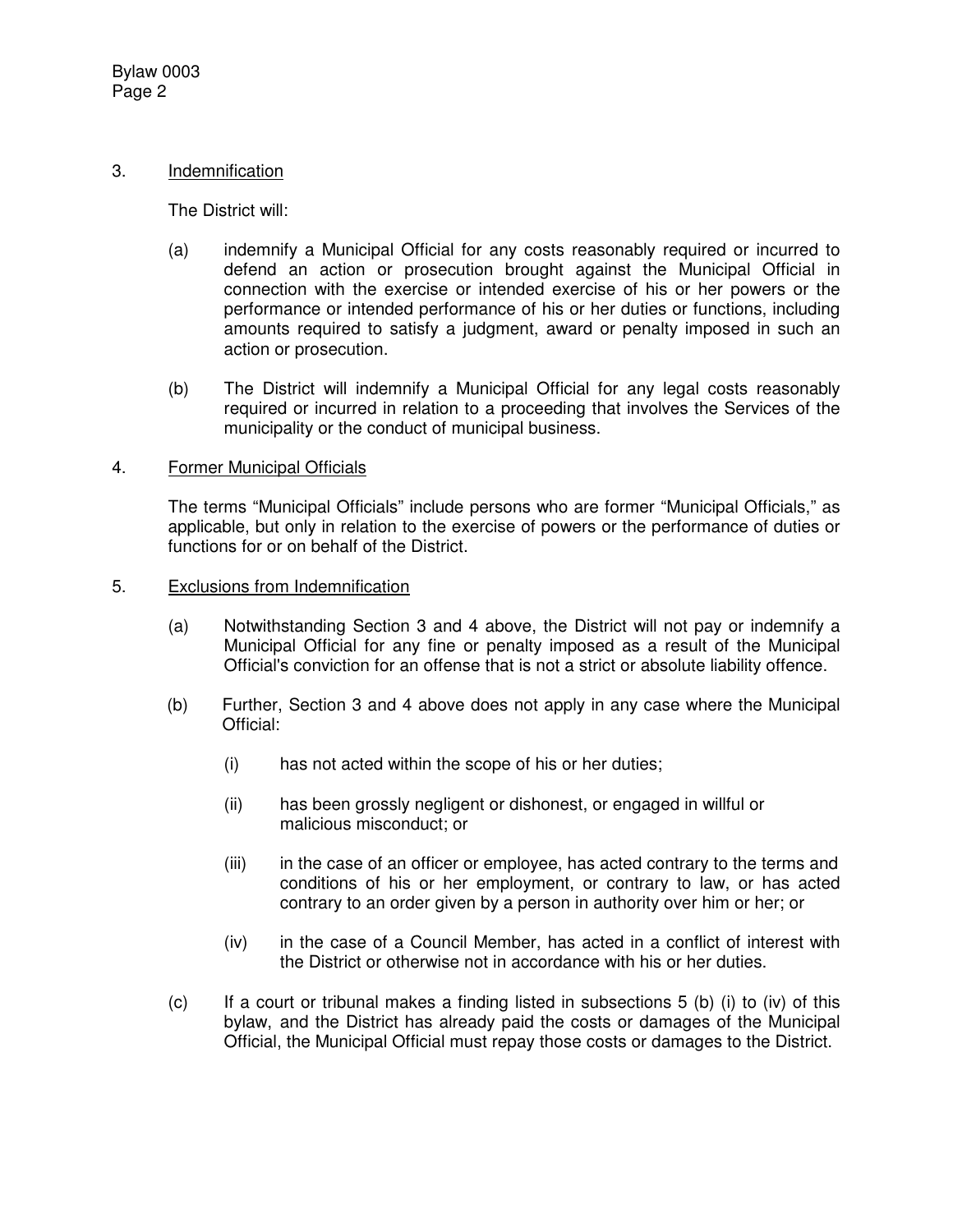## 3. Indemnification

The District will:

(a) indemnify a Municipal Official for any costs reasonably required or incurred to defend an action or prosecution brought against the Municipal Official in connection with the exercise or intended exercise of his or her powers or the performance or intended performance of his or her duties or functions, including amounts required to satisfy a judgment, award or penalty imposed in such an action or prosecution.

(b) The District will indemnify a Municipal Official for any legal costs reasonably required or incurred in relation to a proceeding that involves the Services of the municipality or the conduct of municipal business.

## 4. Former Municipal Officials

The terms “Municipal Officials” include persons who are former “Municipal Officials,” as applicable, but only in relation to the exercise of powers or the performance of duties or functions for or on behalf of the District.

## 5. Exclusions from Indemnification

(a) Notwithstanding Section 3 and 4 above, the District will not pay or indemnify a Municipal Official for any fine or penalty imposed as a result of the Municipal Official's conviction for an offense that is not a strict or absolute liability offence.

(b) Further, Section 3 and 4 above does not apply in any case where the Municipal Official:

- (i) has not acted within the scope of his or her duties;
- (ii) has been grossly negligent or dishonest, or engaged in willful or malicious misconduct; or
- (iii) in the case of an officer or employee, has acted contrary to the terms and conditions of his or her employment, or contrary to law, or has acted contrary to an order given by a person in authority over him or her; or
- (iv) in the case of a Council Member, has acted in a conflict of interest with the District or otherwise not in accordance with his or her duties.

(c) If a court or tribunal makes a finding listed in subsections 5 (b) (i) to (iv) of this bylaw, and the District has already paid the costs or damages of the Municipal Official, the Municipal Official must repay those costs or damages to the District.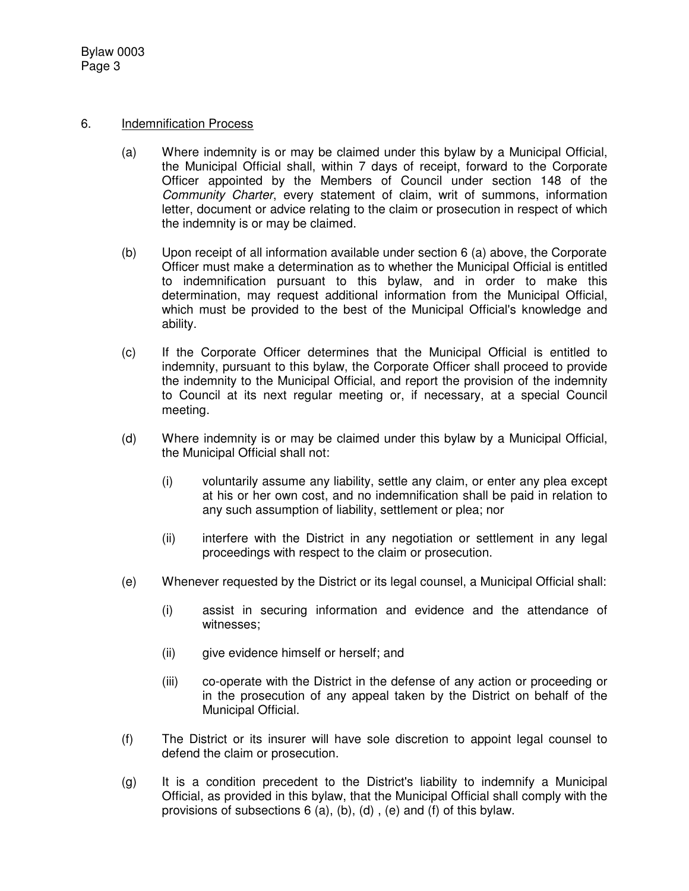## 6. Indemnification Process

(a) Where indemnity is or may be claimed under this bylaw by a Municipal Official, the Municipal Official shall, within 7 days of receipt, forward to the Corporate Officer appointed by the Members of Council under section 148 of the *Community Charter*, every statement of claim, writ of summons, information letter, document or advice relating to the claim or prosecution in respect of which the indemnity is or may be claimed.

(b) Upon receipt of all information available under section 6 (a) above, the Corporate Officer must make a determination as to whether the Municipal Official is entitled to indemnification pursuant to this bylaw, and in order to make this determination, may request additional information from the Municipal Official, which must be provided to the best of the Municipal Official's knowledge and ability.

(c) If the Corporate Officer determines that the Municipal Official is entitled to indemnity, pursuant to this bylaw, the Corporate Officer shall proceed to provide the indemnity to the Municipal Official, and report the provision of the indemnity to Council at its next regular meeting or, if necessary, at a special Council meeting.

(d) Where indemnity is or may be claimed under this bylaw by a Municipal Official, the Municipal Official shall not:

   (i) voluntarily assume any liability, settle any claim, or enter any plea except at his or her own cost, and no indemnification shall be paid in relation to any such assumption of liability, settlement or plea; nor

   (ii) interfere with the District in any negotiation or settlement in any legal proceedings with respect to the claim or prosecution.

(e) Whenever requested by the District or its legal counsel, a Municipal Official shall:

   (i) assist in securing information and evidence and the attendance of witnesses;

   (ii) give evidence himself or herself; and

   (iii) co-operate with the District in the defense of any action or proceeding or in the prosecution of any appeal taken by the District on behalf of the Municipal Official.

(f) The District or its insurer will have sole discretion to appoint legal counsel to defend the claim or prosecution.

(g) It is a condition precedent to the District's liability to indemnify a Municipal Official, as provided in this bylaw, that the Municipal Official shall comply with the provisions of subsections 6 (a), (b), (d) , (e) and (f) of this bylaw.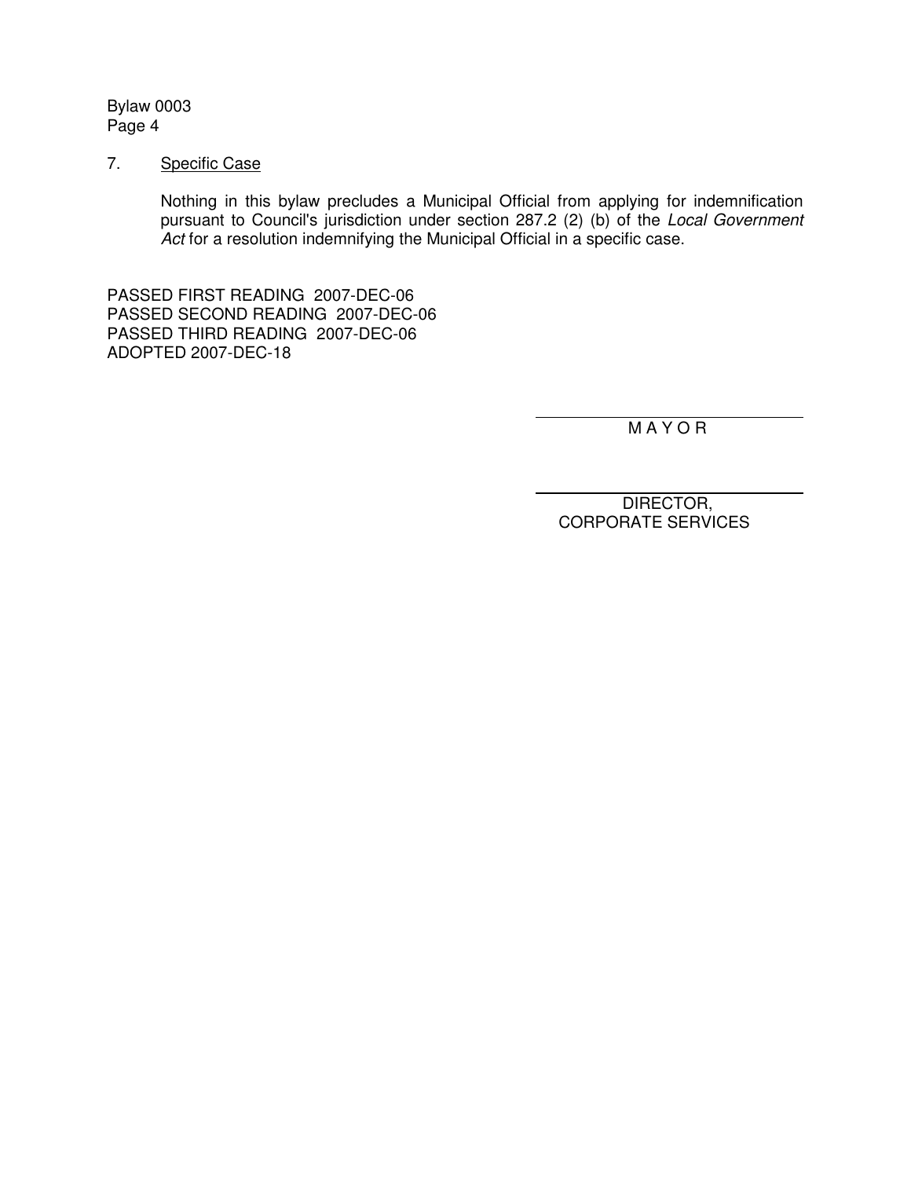7. <u>Specific Case</u>

Nothing in this bylaw precludes a Municipal Official from applying for indemnification pursuant to Council's jurisdiction under section 287.2 (2) (b) of the *Local Government Act* for a resolution indemnifying the Municipal Official in a specific case.

PASSED FIRST READING 2007-DEC-06
PASSED SECOND READING 2007-DEC-06
PASSED THIRD READING 2007-DEC-06
ADOPTED 2007-DEC-18

M A Y O R

DIRECTOR,
CORPORATE SERVICES